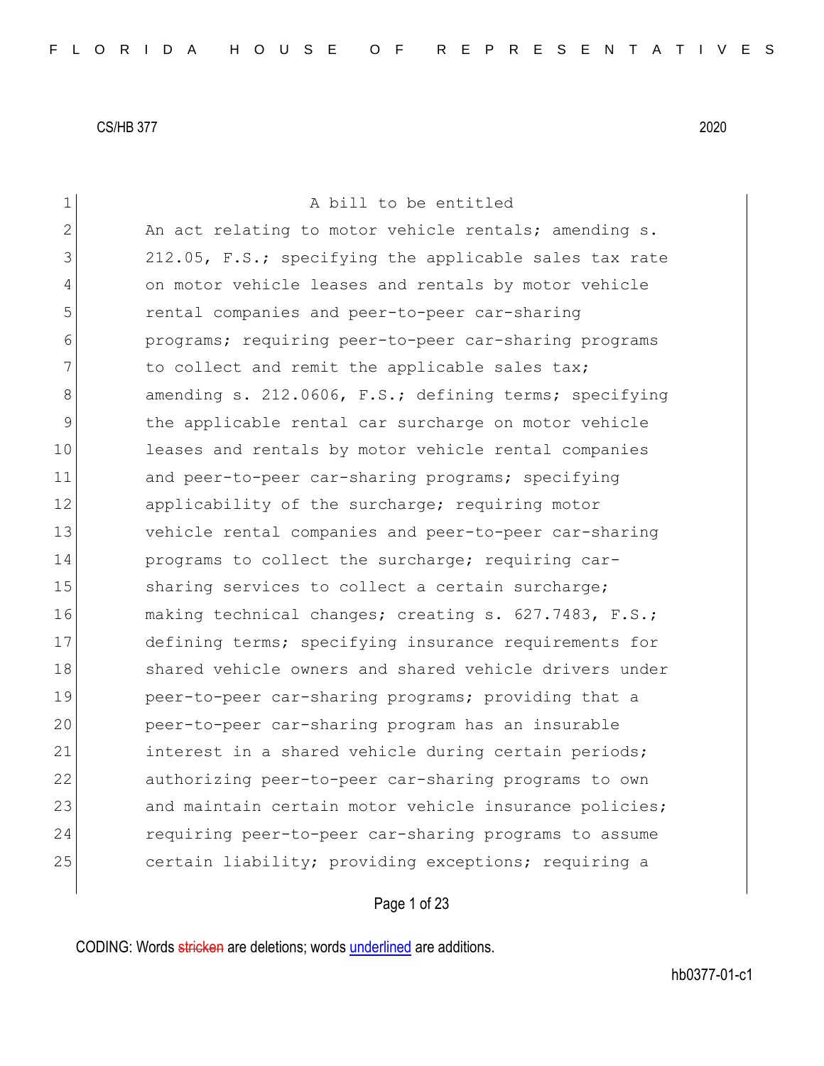CS/HB 377 2020

A bill to be entitled

An act relating to motor vehicle rentals; amending s. 212.05, F.S.; specifying the applicable sales tax rate on motor vehicle leases and rentals by motor vehicle rental companies and peer-to-peer car-sharing programs; requiring peer-to-peer car-sharing programs to collect and remit the applicable sales tax; amending s. 212.0606, F.S.; defining terms; specifying the applicable rental car surcharge on motor vehicle leases and rentals by motor vehicle rental companies and peer-to-peer car-sharing programs; specifying applicability of the surcharge; requiring motor vehicle rental companies and peer-to-peer car-sharing programs to collect the surcharge; requiring car-sharing services to collect a certain surcharge; making technical changes; creating s. 627.7483, F.S.; defining terms; specifying insurance requirements for shared vehicle owners and shared vehicle drivers under peer-to-peer car-sharing programs; providing that a peer-to-peer car-sharing program has an insurable interest in a shared vehicle during certain periods; authorizing peer-to-peer car-sharing programs to own and maintain certain motor vehicle insurance policies; requiring peer-to-peer car-sharing programs to assume certain liability; providing exceptions; requiring a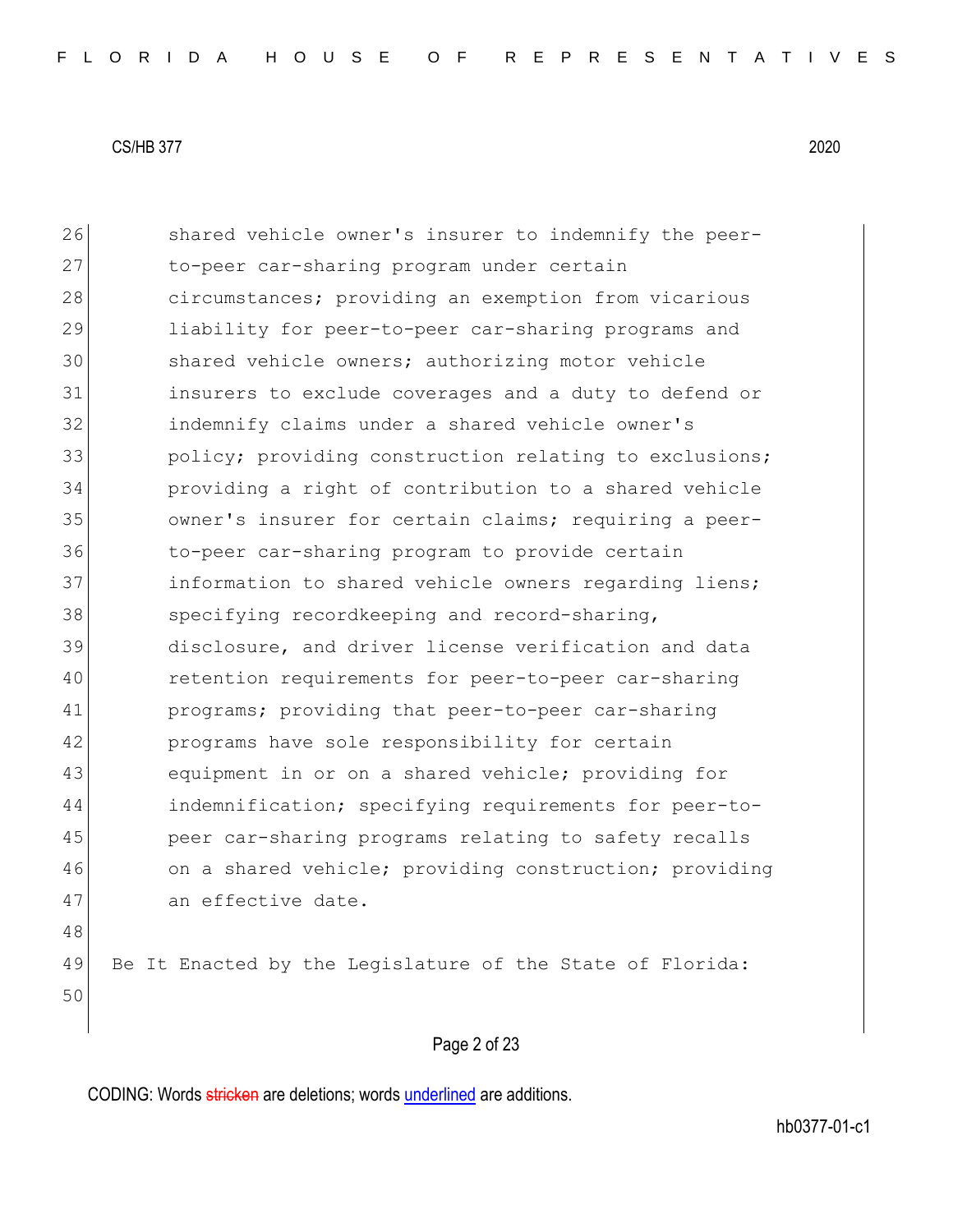shared vehicle owner's insurer to indemnify the peer-to-peer car-sharing program under certain circumstances; providing an exemption from vicarious liability for peer-to-peer car-sharing programs and shared vehicle owners; authorizing motor vehicle insurers to exclude coverages and a duty to defend or indemnify claims under a shared vehicle owner's policy; providing construction relating to exclusions; providing a right of contribution to a shared vehicle owner's insurer for certain claims; requiring a peer-to-peer car-sharing program to provide certain information to shared vehicle owners regarding liens; specifying recordkeeping and record-sharing, disclosure, and driver license verification and data retention requirements for peer-to-peer car-sharing programs; providing that peer-to-peer car-sharing programs have sole responsibility for certain equipment in or on a shared vehicle; providing for indemnification; specifying requirements for peer-to-peer car-sharing programs relating to safety recalls on a shared vehicle; providing construction; providing an effective date.

Be It Enacted by the Legislature of the State of Florida: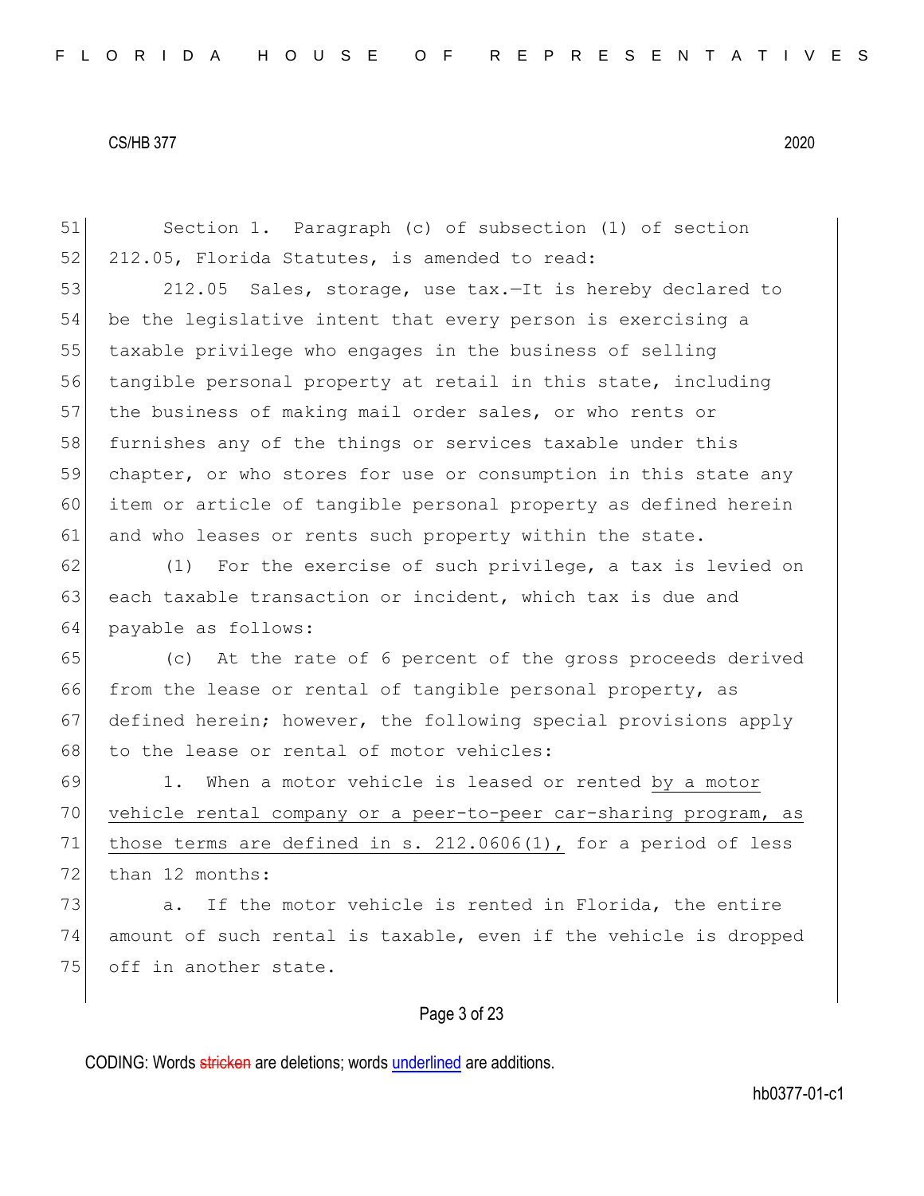Section 1. Paragraph (c) of subsection (1) of section 212.05, Florida Statutes, is amended to read:

212.05 Sales, storage, use tax.—It is hereby declared to be the legislative intent that every person is exercising a taxable privilege who engages in the business of selling tangible personal property at retail in this state, including the business of making mail order sales, or who rents or furnishes any of the things or services taxable under this chapter, or who stores for use or consumption in this state any item or article of tangible personal property as defined herein and who leases or rents such property within the state.

(1) For the exercise of such privilege, a tax is levied on each taxable transaction or incident, which tax is due and payable as follows:

(c) At the rate of 6 percent of the gross proceeds derived from the lease or rental of tangible personal property, as defined herein; however, the following special provisions apply to the lease or rental of motor vehicles:

1. When a motor vehicle is leased or rented <u>by a motor vehicle rental company or a peer-to-peer car-sharing program, as those terms are defined in s. 212.0606(1),</u> for a period of less than 12 months:

a. If the motor vehicle is rented in Florida, the entire amount of such rental is taxable, even if the vehicle is dropped off in another state.

CODING: Words ~~stricken~~ are deletions; words <u>underlined</u> are additions.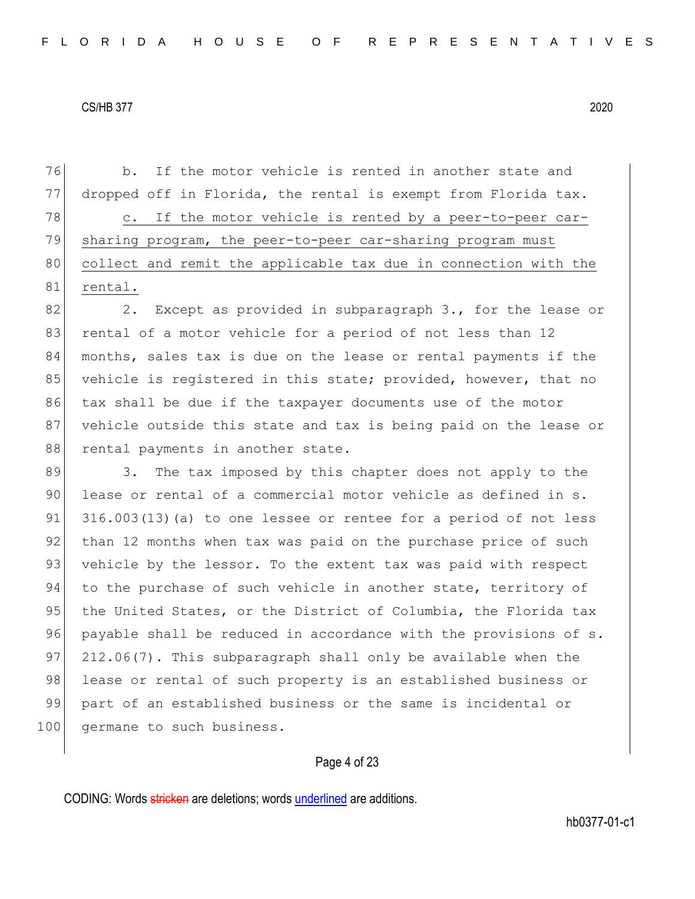b. If the motor vehicle is rented in another state and dropped off in Florida, the rental is exempt from Florida tax.

<u>c. If the motor vehicle is rented by a peer-to-peer car-sharing program, the peer-to-peer car-sharing program must collect and remit the applicable tax due in connection with the rental.</u>

2. Except as provided in subparagraph 3., for the lease or rental of a motor vehicle for a period of not less than 12 months, sales tax is due on the lease or rental payments if the vehicle is registered in this state; provided, however, that no tax shall be due if the taxpayer documents use of the motor vehicle outside this state and tax is being paid on the lease or rental payments in another state.

3. The tax imposed by this chapter does not apply to the lease or rental of a commercial motor vehicle as defined in s. 316.003(13)(a) to one lessee or rentee for a period of not less than 12 months when tax was paid on the purchase price of such vehicle by the lessor. To the extent tax was paid with respect to the purchase of such vehicle in another state, territory of the United States, or the District of Columbia, the Florida tax payable shall be reduced in accordance with the provisions of s. 212.06(7). This subparagraph shall only be available when the lease or rental of such property is an established business or part of an established business or the same is incidental or germane to such business.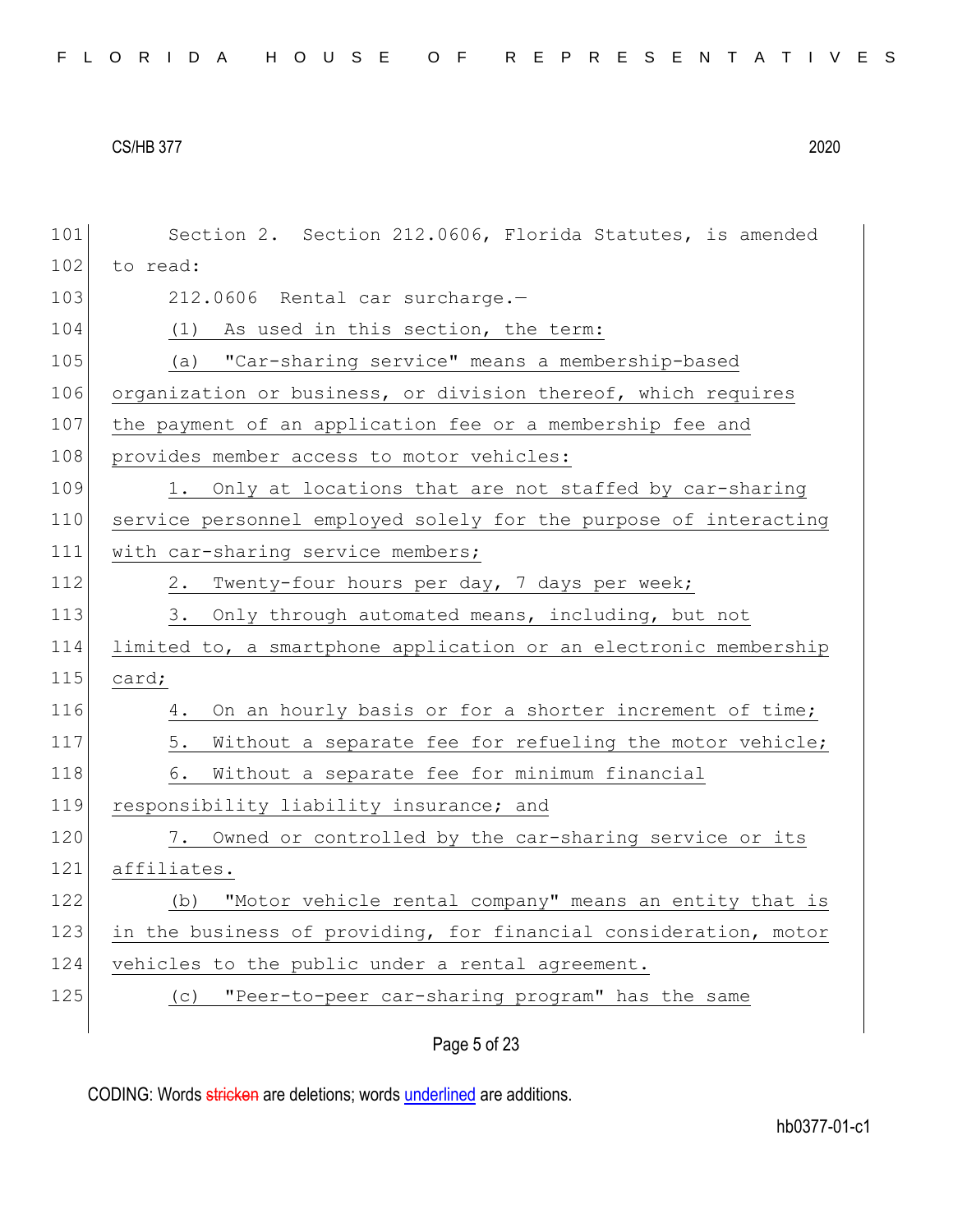Section 2. Section 212.0606, Florida Statutes, is amended to read:

212.0606 Rental car surcharge.—

(1) As used in this section, the term:

(a) "Car-sharing service" means a membership-based organization or business, or division thereof, which requires the payment of an application fee or a membership fee and provides member access to motor vehicles:

1. Only at locations that are not staffed by car-sharing service personnel employed solely for the purpose of interacting with car-sharing service members;

2. Twenty-four hours per day, 7 days per week;

3. Only through automated means, including, but not limited to, a smartphone application or an electronic membership card;

4. On an hourly basis or for a shorter increment of time;

5. Without a separate fee for refueling the motor vehicle;

6. Without a separate fee for minimum financial responsibility liability insurance; and

7. Owned or controlled by the car-sharing service or its affiliates.

(b) "Motor vehicle rental company" means an entity that is in the business of providing, for financial consideration, motor vehicles to the public under a rental agreement.

(c) "Peer-to-peer car-sharing program" has the same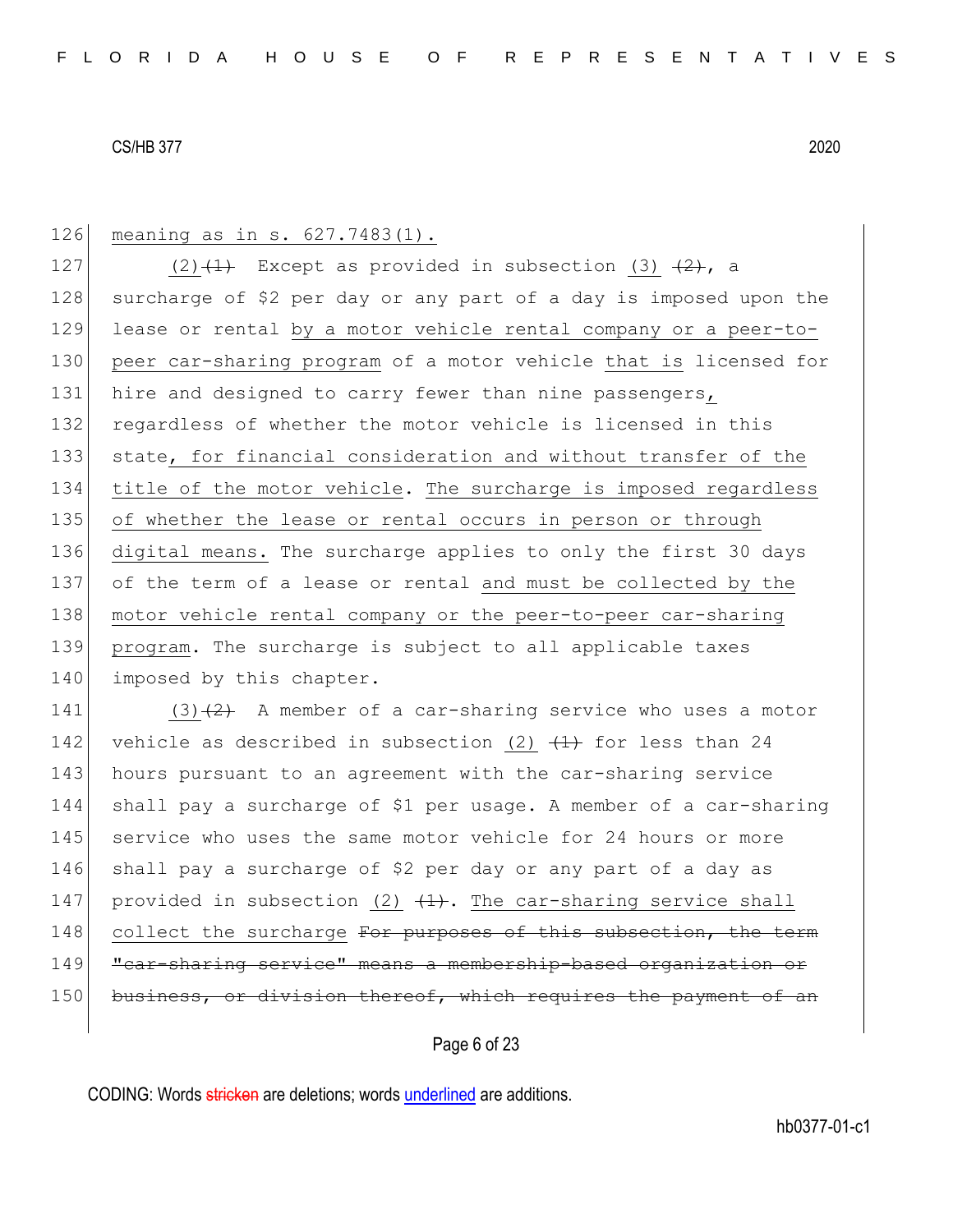126 meaning as in s. 627.7483(1).

127 (2)~~(1)~~ Except as provided in subsection (3) ~~(2)~~, a
128 surcharge of $2 per day or any part of a day is imposed upon the
129 lease or rental by a motor vehicle rental company or a peer-to-
130 peer car-sharing program of a motor vehicle that is licensed for
131 hire and designed to carry fewer than nine passengers,
132 regardless of whether the motor vehicle is licensed in this
133 state, for financial consideration and without transfer of the
134 title of the motor vehicle. The surcharge is imposed regardless
135 of whether the lease or rental occurs in person or through
136 digital means. The surcharge applies to only the first 30 days
137 of the term of a lease or rental and must be collected by the
138 motor vehicle rental company or the peer-to-peer car-sharing
139 program. The surcharge is subject to all applicable taxes
140 imposed by this chapter.

141 (3)~~(2)~~ A member of a car-sharing service who uses a motor
142 vehicle as described in subsection (2) ~~(1)~~ for less than 24
143 hours pursuant to an agreement with the car-sharing service
144 shall pay a surcharge of $1 per usage. A member of a car-sharing
145 service who uses the same motor vehicle for 24 hours or more
146 shall pay a surcharge of $2 per day or any part of a day as
147 provided in subsection (2) ~~(1)~~. The car-sharing service shall
148 collect the surcharge ~~For purposes of this subsection, the term~~
149 ~~"car-sharing service" means a membership-based organization or~~
150 ~~business, or division thereof, which requires the payment of an~~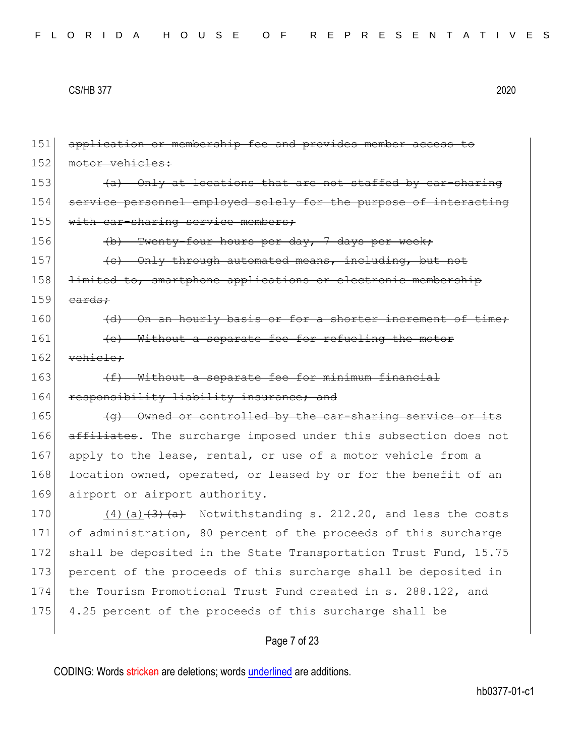151 ~~application or membership fee and provides member access to~~
152 ~~motor vehicles:~~
153 ~~(a) Only at locations that are not staffed by car-sharing~~
154 ~~service personnel employed solely for the purpose of interacting~~
155 ~~with car-sharing service members;~~
156 ~~(b) Twenty-four hours per day, 7 days per week;~~
157 ~~(c) Only through automated means, including, but not~~
158 ~~limited to, smartphone applications or electronic membership~~
159 ~~cards;~~
160 ~~(d) On an hourly basis or for a shorter increment of time;~~
161 ~~(e) Without a separate fee for refueling the motor~~
162 ~~vehicle;~~
163 ~~(f) Without a separate fee for minimum financial~~
164 ~~responsibility liability insurance; and~~
165 ~~(g) Owned or controlled by the car-sharing service or its~~
166 ~~affiliates~~. The surcharge imposed under this subsection does not
167 apply to the lease, rental, or use of a motor vehicle from a
168 location owned, operated, or leased by or for the benefit of an
169 airport or airport authority.
170 <u>(4)(a)</u>~~(3)(a)~~ Notwithstanding s. 212.20, and less the costs
171 of administration, 80 percent of the proceeds of this surcharge
172 shall be deposited in the State Transportation Trust Fund, 15.75
173 percent of the proceeds of this surcharge shall be deposited in
174 the Tourism Promotional Trust Fund created in s. 288.122, and
175 4.25 percent of the proceeds of this surcharge shall be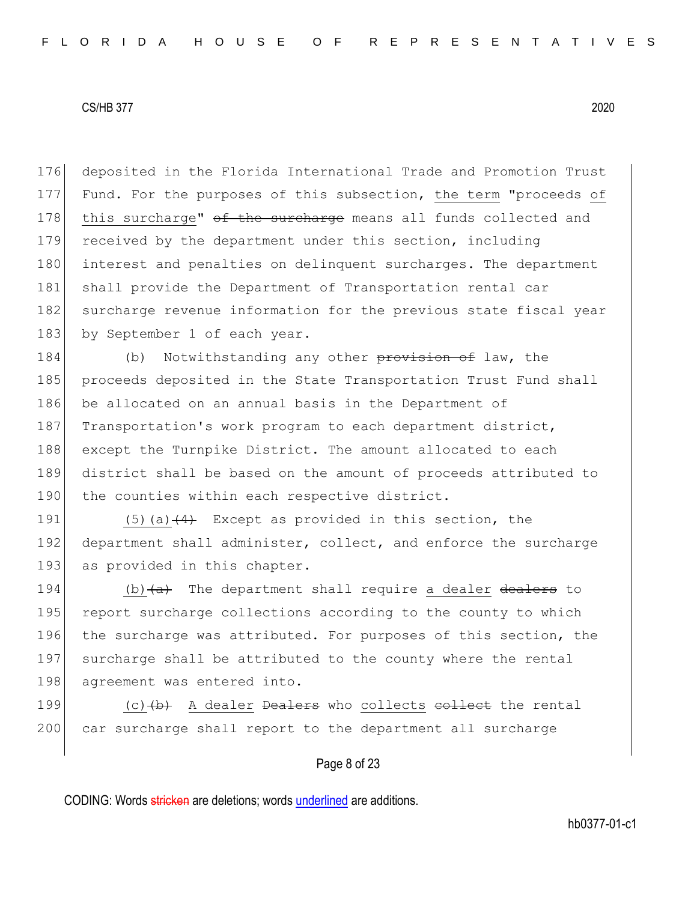deposited in the Florida International Trade and Promotion Trust Fund. For the purposes of this subsection, <u>the term</u> "proceeds <u>of this surcharge</u>" ~~of the surcharge~~ means all funds collected and received by the department under this section, including interest and penalties on delinquent surcharges. The department shall provide the Department of Transportation rental car surcharge revenue information for the previous state fiscal year by September 1 of each year.

(b) Notwithstanding any other ~~provision of~~ law, the proceeds deposited in the State Transportation Trust Fund shall be allocated on an annual basis in the Department of Transportation's work program to each department district, except the Turnpike District. The amount allocated to each district shall be based on the amount of proceeds attributed to the counties within each respective district.

<u>(5)(a)</u>~~(4)~~ Except as provided in this section, the department shall administer, collect, and enforce the surcharge as provided in this chapter.

<u>(b)</u>~~(a)~~ The department shall require <u>a dealer</u> ~~dealers~~ to report surcharge collections according to the county to which the surcharge was attributed. For purposes of this section, the surcharge shall be attributed to the county where the rental agreement was entered into.

<u>(c)</u>~~(b)~~ <u>A dealer</u> ~~Dealers~~ who <u>collects</u> ~~collect~~ the rental car surcharge shall report to the department all surcharge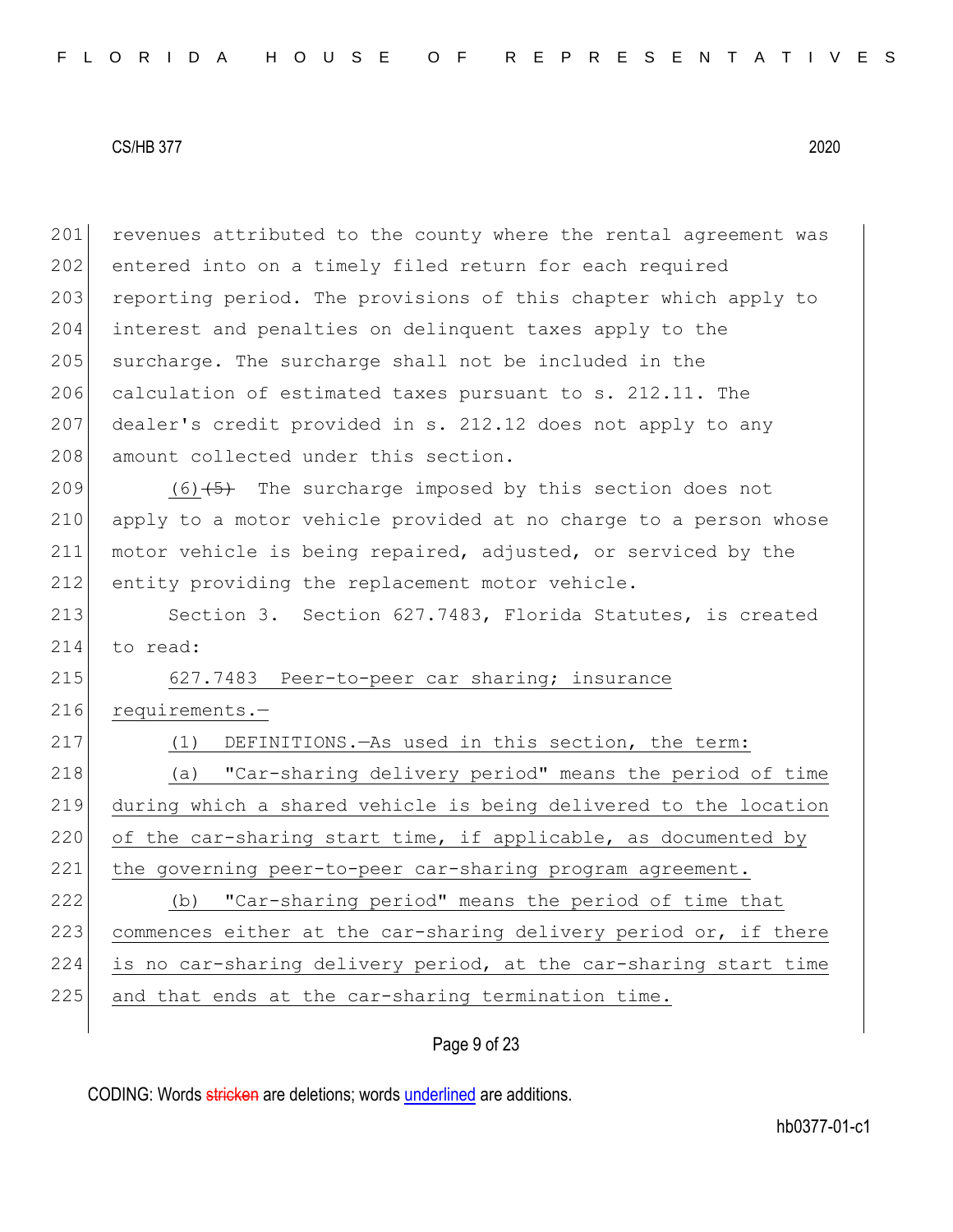revenues attributed to the county where the rental agreement was entered into on a timely filed return for each required reporting period. The provisions of this chapter which apply to interest and penalties on delinquent taxes apply to the surcharge. The surcharge shall not be included in the calculation of estimated taxes pursuant to s. 212.11. The dealer's credit provided in s. 212.12 does not apply to any amount collected under this section.

(6) ~~(5)~~ The surcharge imposed by this section does not apply to a motor vehicle provided at no charge to a person whose motor vehicle is being repaired, adjusted, or serviced by the entity providing the replacement motor vehicle.

Section 3. Section 627.7483, Florida Statutes, is created to read:

627.7483 Peer-to-peer car sharing; insurance requirements.—

(1) DEFINITIONS.—As used in this section, the term:

(a) "Car-sharing delivery period" means the period of time during which a shared vehicle is being delivered to the location of the car-sharing start time, if applicable, as documented by the governing peer-to-peer car-sharing program agreement.

(b) "Car-sharing period" means the period of time that commences either at the car-sharing delivery period or, if there is no car-sharing delivery period, at the car-sharing start time and that ends at the car-sharing termination time.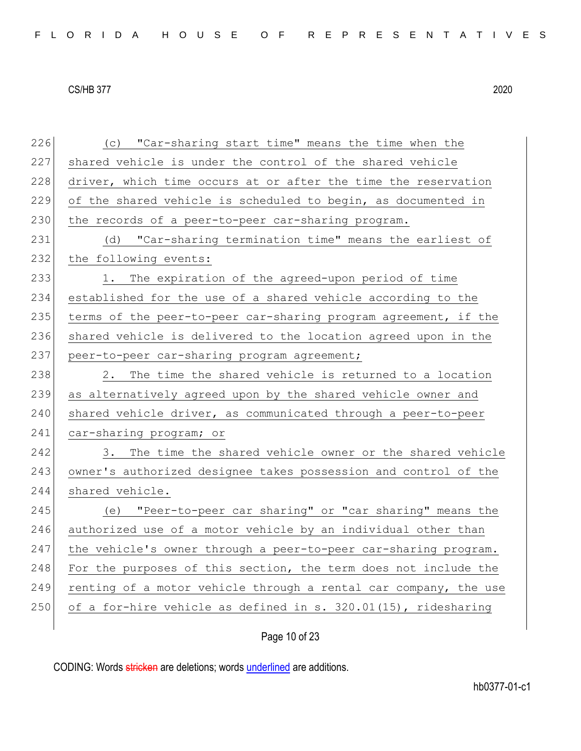(c) "Car-sharing start time" means the time when the shared vehicle is under the control of the shared vehicle driver, which time occurs at or after the time the reservation of the shared vehicle is scheduled to begin, as documented in the records of a peer-to-peer car-sharing program.

(d) "Car-sharing termination time" means the earliest of the following events:

1. The expiration of the agreed-upon period of time established for the use of a shared vehicle according to the terms of the peer-to-peer car-sharing program agreement, if the shared vehicle is delivered to the location agreed upon in the peer-to-peer car-sharing program agreement;

2. The time the shared vehicle is returned to a location as alternatively agreed upon by the shared vehicle owner and shared vehicle driver, as communicated through a peer-to-peer car-sharing program; or

3. The time the shared vehicle owner or the shared vehicle owner's authorized designee takes possession and control of the shared vehicle.

(e) "Peer-to-peer car sharing" or "car sharing" means the authorized use of a motor vehicle by an individual other than the vehicle's owner through a peer-to-peer car-sharing program. For the purposes of this section, the term does not include the renting of a motor vehicle through a rental car company, the use of a for-hire vehicle as defined in s. 320.01(15), ridesharing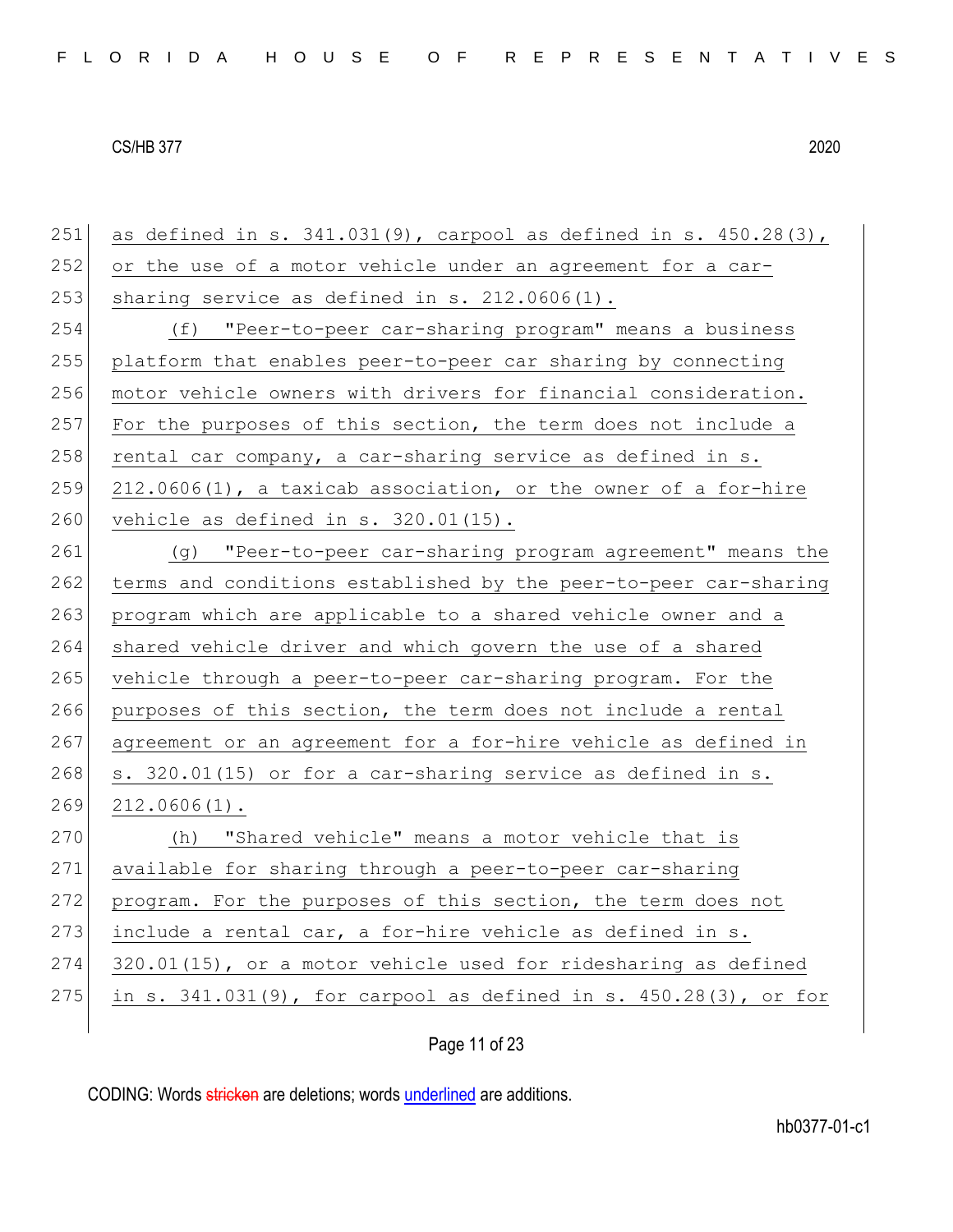251 as defined in s. 341.031(9), carpool as defined in s. 450.28(3),
252 or the use of a motor vehicle under an agreement for a car-
253 sharing service as defined in s. 212.0606(1).

254 (f) "Peer-to-peer car-sharing program" means a business
255 platform that enables peer-to-peer car sharing by connecting
256 motor vehicle owners with drivers for financial consideration.
257 For the purposes of this section, the term does not include a
258 rental car company, a car-sharing service as defined in s.
259 212.0606(1), a taxicab association, or the owner of a for-hire
260 vehicle as defined in s. 320.01(15).

261 (g) "Peer-to-peer car-sharing program agreement" means the
262 terms and conditions established by the peer-to-peer car-sharing
263 program which are applicable to a shared vehicle owner and a
264 shared vehicle driver and which govern the use of a shared
265 vehicle through a peer-to-peer car-sharing program. For the
266 purposes of this section, the term does not include a rental
267 agreement or an agreement for a for-hire vehicle as defined in
268 s. 320.01(15) or for a car-sharing service as defined in s.
269 212.0606(1).

270 (h) "Shared vehicle" means a motor vehicle that is
271 available for sharing through a peer-to-peer car-sharing
272 program. For the purposes of this section, the term does not
273 include a rental car, a for-hire vehicle as defined in s.
274 320.01(15), or a motor vehicle used for ridesharing as defined
275 in s. 341.031(9), for carpool as defined in s. 450.28(3), or for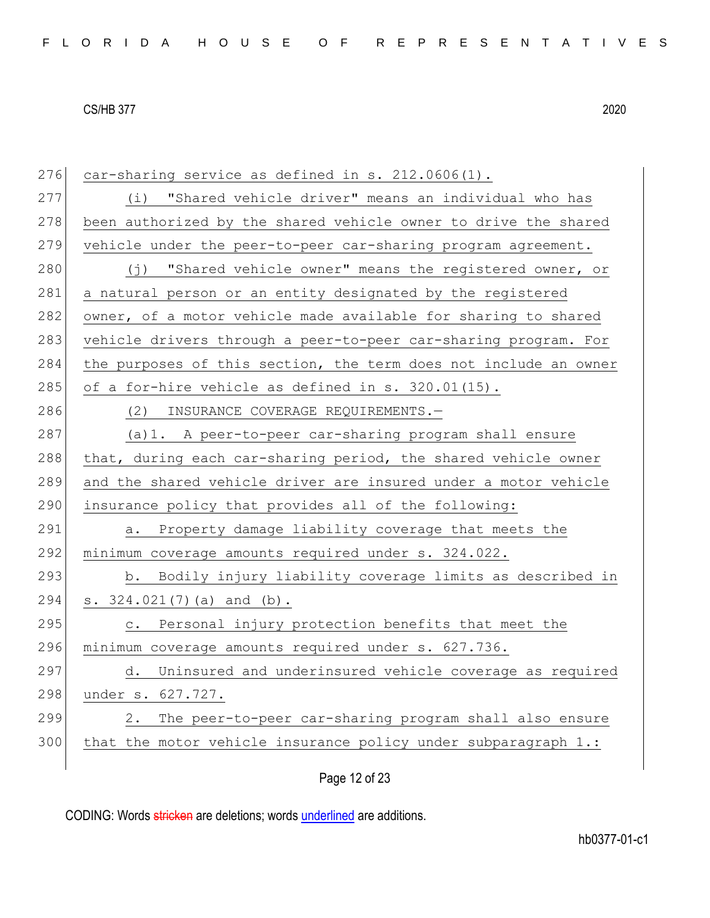car-sharing service as defined in s. 212.0606(1).

(i) "Shared vehicle driver" means an individual who has been authorized by the shared vehicle owner to drive the shared vehicle under the peer-to-peer car-sharing program agreement.

(j) "Shared vehicle owner" means the registered owner, or a natural person or an entity designated by the registered owner, of a motor vehicle made available for sharing to shared vehicle drivers through a peer-to-peer car-sharing program. For the purposes of this section, the term does not include an owner of a for-hire vehicle as defined in s. 320.01(15).

(2) INSURANCE COVERAGE REQUIREMENTS.—

(a)1. A peer-to-peer car-sharing program shall ensure that, during each car-sharing period, the shared vehicle owner and the shared vehicle driver are insured under a motor vehicle insurance policy that provides all of the following:

a. Property damage liability coverage that meets the minimum coverage amounts required under s. 324.022.

b. Bodily injury liability coverage limits as described in s. 324.021(7)(a) and (b).

c. Personal injury protection benefits that meet the minimum coverage amounts required under s. 627.736.

d. Uninsured and underinsured vehicle coverage as required under s. 627.727.

2. The peer-to-peer car-sharing program shall also ensure that the motor vehicle insurance policy under subparagraph 1.: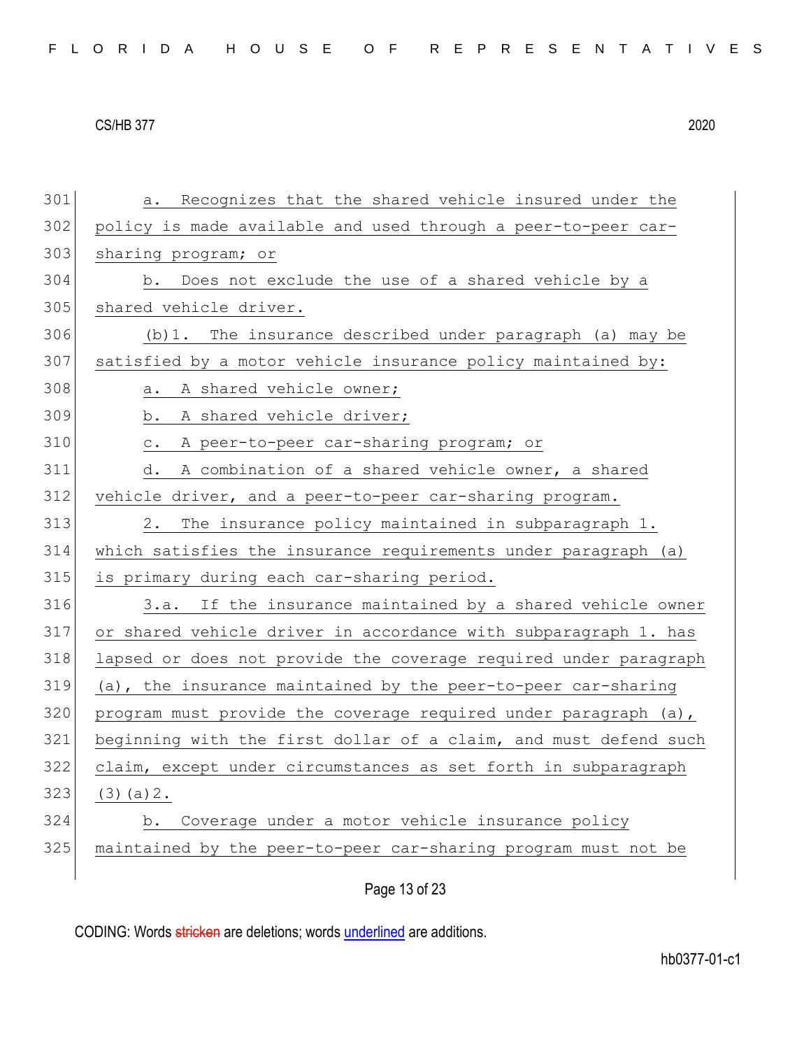a. Recognizes that the shared vehicle insured under the policy is made available and used through a peer-to-peer car-sharing program; or

b. Does not exclude the use of a shared vehicle by a shared vehicle driver.

(b)1. The insurance described under paragraph (a) may be satisfied by a motor vehicle insurance policy maintained by:

a. A shared vehicle owner;

b. A shared vehicle driver;

c. A peer-to-peer car-sharing program; or

d. A combination of a shared vehicle owner, a shared vehicle driver, and a peer-to-peer car-sharing program.

2. The insurance policy maintained in subparagraph 1. which satisfies the insurance requirements under paragraph (a) is primary during each car-sharing period.

3.a. If the insurance maintained by a shared vehicle owner or shared vehicle driver in accordance with subparagraph 1. has lapsed or does not provide the coverage required under paragraph (a), the insurance maintained by the peer-to-peer car-sharing program must provide the coverage required under paragraph (a), beginning with the first dollar of a claim, and must defend such claim, except under circumstances as set forth in subparagraph (3)(a)2.

b. Coverage under a motor vehicle insurance policy maintained by the peer-to-peer car-sharing program must not be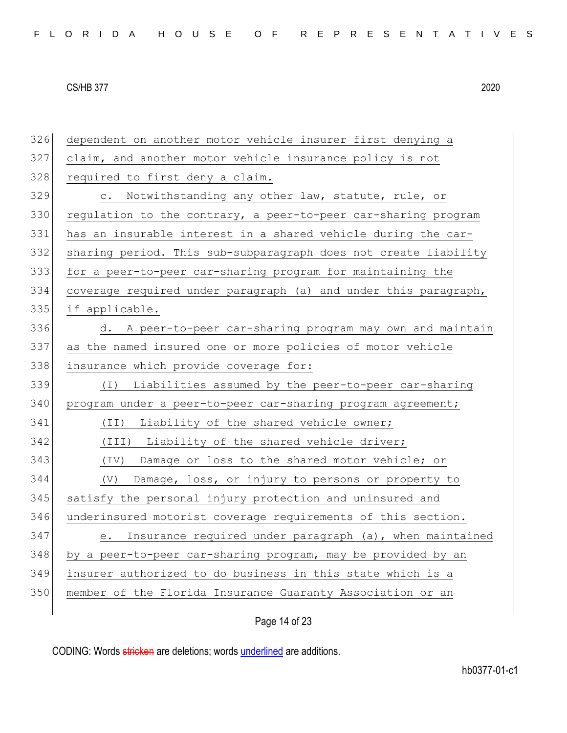dependent on another motor vehicle insurer first denying a claim, and another motor vehicle insurance policy is not required to first deny a claim.

c. Notwithstanding any other law, statute, rule, or regulation to the contrary, a peer-to-peer car-sharing program has an insurable interest in a shared vehicle during the car-sharing period. This sub-subparagraph does not create liability for a peer-to-peer car-sharing program for maintaining the coverage required under paragraph (a) and under this paragraph, if applicable.

d. A peer-to-peer car-sharing program may own and maintain as the named insured one or more policies of motor vehicle insurance which provide coverage for:

(I) Liabilities assumed by the peer-to-peer car-sharing program under a peer-to-peer car-sharing program agreement;

(II) Liability of the shared vehicle owner;

(III) Liability of the shared vehicle driver;

(IV) Damage or loss to the shared motor vehicle; or

(V) Damage, loss, or injury to persons or property to satisfy the personal injury protection and uninsured and underinsured motorist coverage requirements of this section.

e. Insurance required under paragraph (a), when maintained by a peer-to-peer car-sharing program, may be provided by an insurer authorized to do business in this state which is a member of the Florida Insurance Guaranty Association or an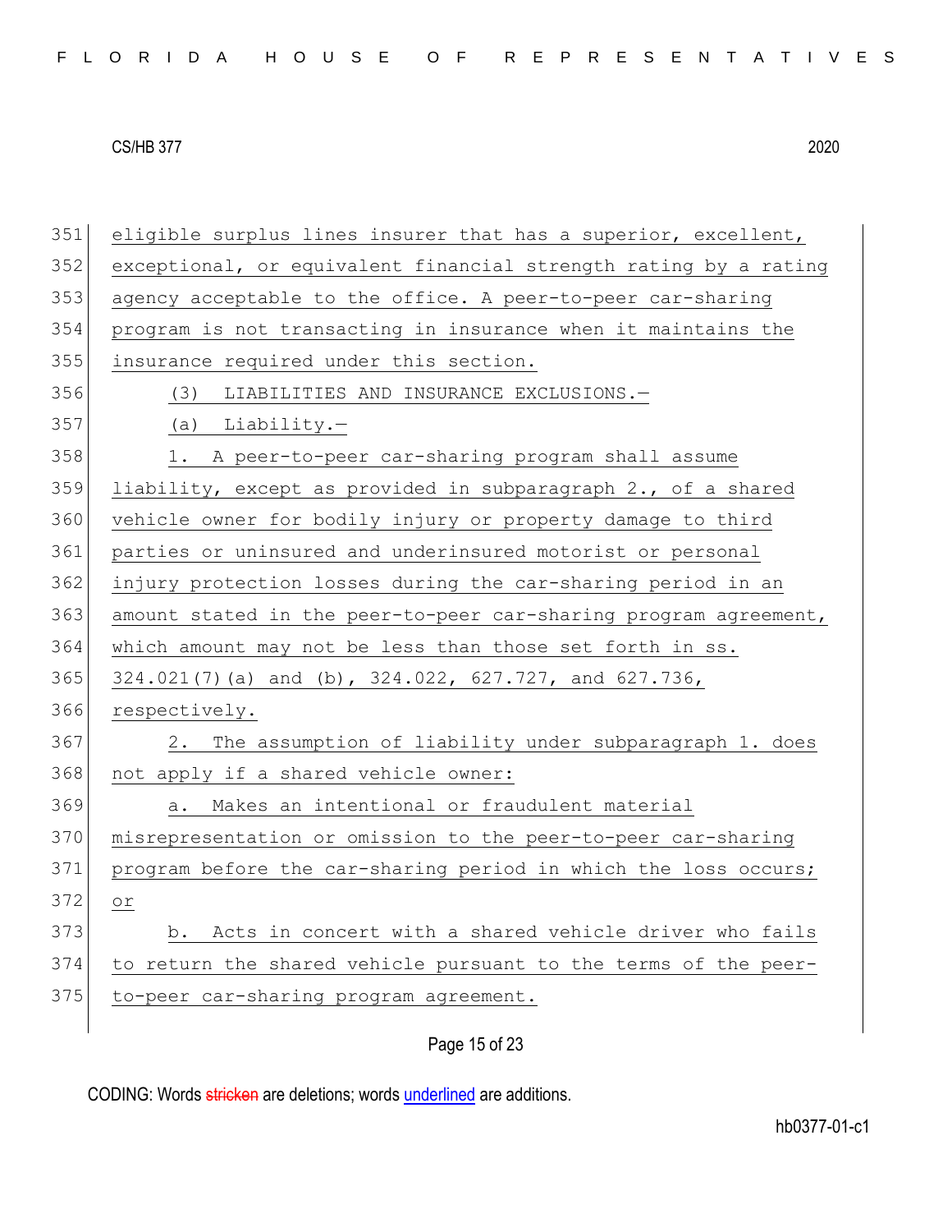eligible surplus lines insurer that has a superior, excellent, exceptional, or equivalent financial strength rating by a rating agency acceptable to the office. A peer-to-peer car-sharing program is not transacting in insurance when it maintains the insurance required under this section.

(3) LIABILITIES AND INSURANCE EXCLUSIONS.—

(a) Liability.—

1. A peer-to-peer car-sharing program shall assume liability, except as provided in subparagraph 2., of a shared vehicle owner for bodily injury or property damage to third parties or uninsured and underinsured motorist or personal injury protection losses during the car-sharing period in an amount stated in the peer-to-peer car-sharing program agreement, which amount may not be less than those set forth in ss. 324.021(7)(a) and (b), 324.022, 627.727, and 627.736, respectively.

2. The assumption of liability under subparagraph 1. does not apply if a shared vehicle owner:

a. Makes an intentional or fraudulent material misrepresentation or omission to the peer-to-peer car-sharing program before the car-sharing period in which the loss occurs; or

b. Acts in concert with a shared vehicle driver who fails to return the shared vehicle pursuant to the terms of the peer-to-peer car-sharing program agreement.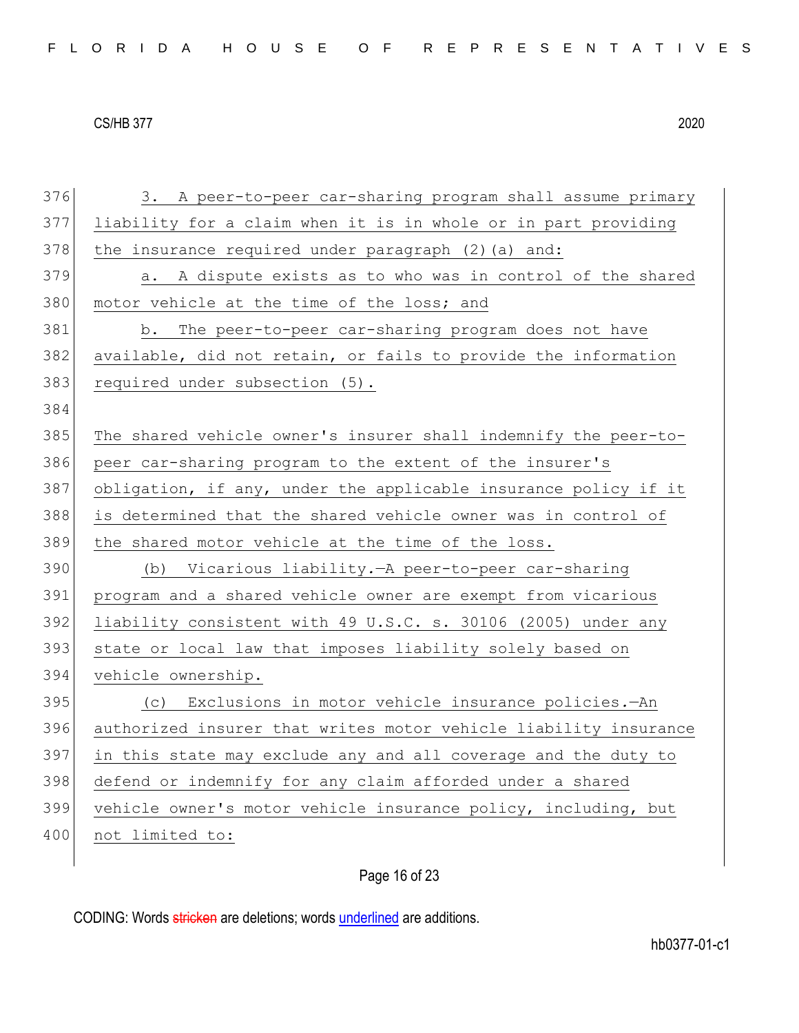3. A peer-to-peer car-sharing program shall assume primary liability for a claim when it is in whole or in part providing the insurance required under paragraph (2)(a) and:

a. A dispute exists as to who was in control of the shared motor vehicle at the time of the loss; and

b. The peer-to-peer car-sharing program does not have available, did not retain, or fails to provide the information required under subsection (5).

The shared vehicle owner's insurer shall indemnify the peer-to-peer car-sharing program to the extent of the insurer's obligation, if any, under the applicable insurance policy if it is determined that the shared vehicle owner was in control of the shared motor vehicle at the time of the loss.

(b) *Vicarious liability.*—A peer-to-peer car-sharing program and a shared vehicle owner are exempt from vicarious liability consistent with 49 U.S.C. s. 30106 (2005) under any state or local law that imposes liability solely based on vehicle ownership.

(c) *Exclusions in motor vehicle insurance policies.*—An authorized insurer that writes motor vehicle liability insurance in this state may exclude any and all coverage and the duty to defend or indemnify for any claim afforded under a shared vehicle owner's motor vehicle insurance policy, including, but not limited to: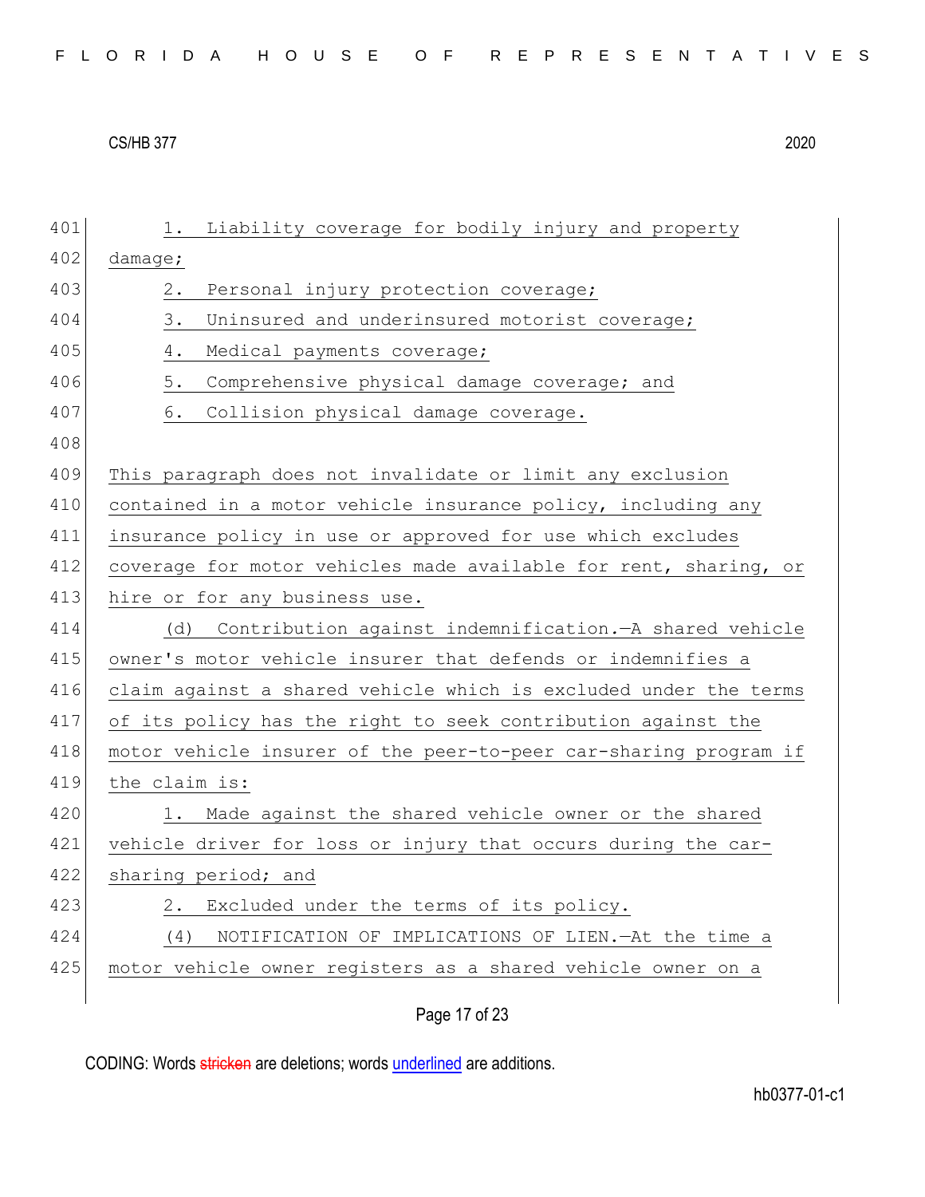1. Liability coverage for bodily injury and property damage;

2. Personal injury protection coverage;

3. Uninsured and underinsured motorist coverage;

4. Medical payments coverage;

5. Comprehensive physical damage coverage; and

6. Collision physical damage coverage.

This paragraph does not invalidate or limit any exclusion contained in a motor vehicle insurance policy, including any insurance policy in use or approved for use which excludes coverage for motor vehicles made available for rent, sharing, or hire or for any business use.

(d) Contribution against indemnification.—A shared vehicle owner's motor vehicle insurer that defends or indemnifies a claim against a shared vehicle which is excluded under the terms of its policy has the right to seek contribution against the motor vehicle insurer of the peer-to-peer car-sharing program if the claim is:

1. Made against the shared vehicle owner or the shared vehicle driver for loss or injury that occurs during the car-sharing period; and

2. Excluded under the terms of its policy.

(4) NOTIFICATION OF IMPLICATIONS OF LIEN.—At the time a motor vehicle owner registers as a shared vehicle owner on a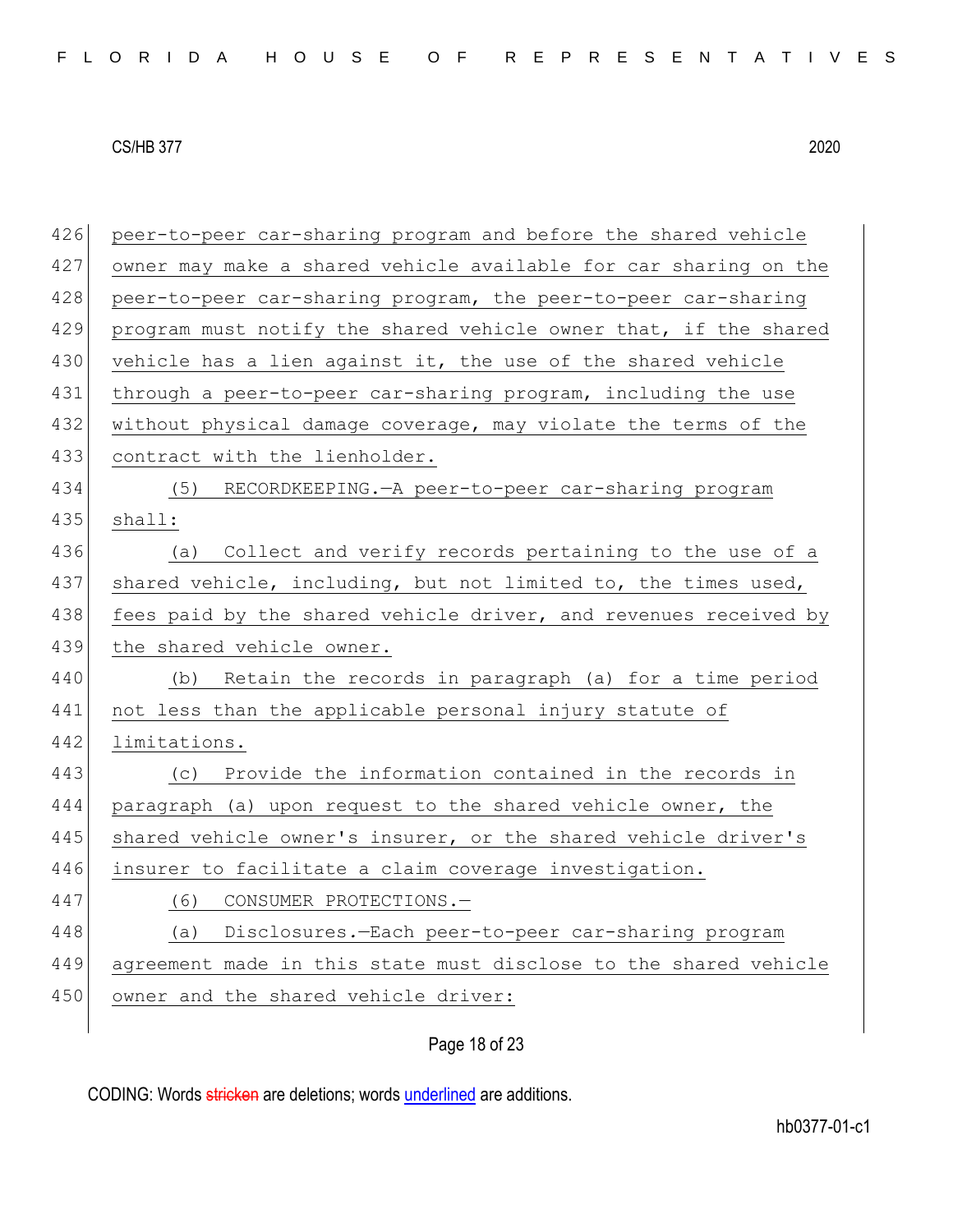peer-to-peer car-sharing program and before the shared vehicle owner may make a shared vehicle available for car sharing on the peer-to-peer car-sharing program, the peer-to-peer car-sharing program must notify the shared vehicle owner that, if the shared vehicle has a lien against it, the use of the shared vehicle through a peer-to-peer car-sharing program, including the use without physical damage coverage, may violate the terms of the contract with the lienholder.

(5) RECORDKEEPING.—A peer-to-peer car-sharing program shall:

(a) Collect and verify records pertaining to the use of a shared vehicle, including, but not limited to, the times used, fees paid by the shared vehicle driver, and revenues received by the shared vehicle owner.

(b) Retain the records in paragraph (a) for a time period not less than the applicable personal injury statute of limitations.

(c) Provide the information contained in the records in paragraph (a) upon request to the shared vehicle owner, the shared vehicle owner's insurer, or the shared vehicle driver's insurer to facilitate a claim coverage investigation.

(6) CONSUMER PROTECTIONS.—

(a) Disclosures.—Each peer-to-peer car-sharing program agreement made in this state must disclose to the shared vehicle owner and the shared vehicle driver: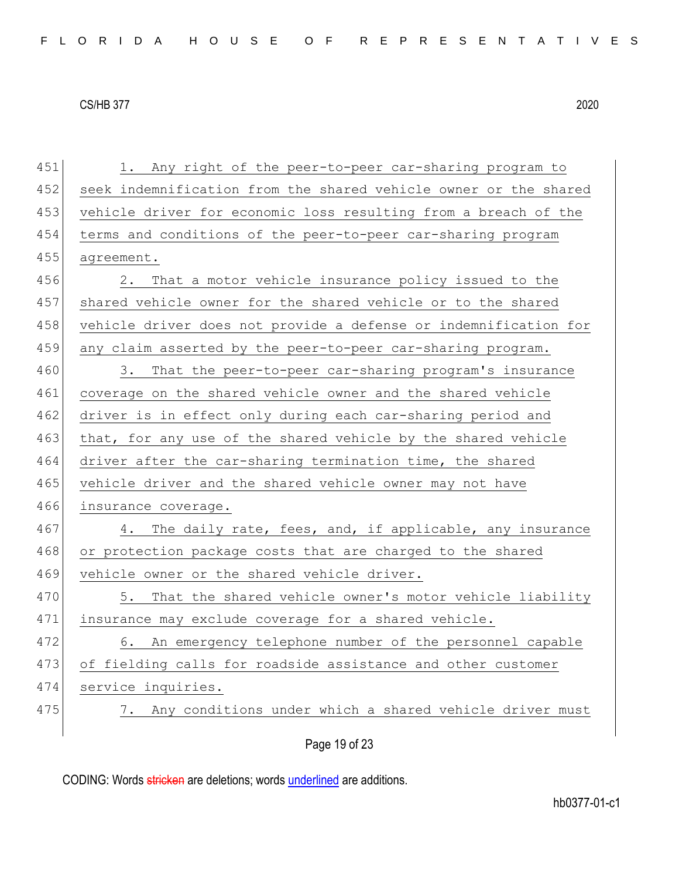1. Any right of the peer-to-peer car-sharing program to seek indemnification from the shared vehicle owner or the shared vehicle driver for economic loss resulting from a breach of the terms and conditions of the peer-to-peer car-sharing program agreement.

2. That a motor vehicle insurance policy issued to the shared vehicle owner for the shared vehicle or to the shared vehicle driver does not provide a defense or indemnification for any claim asserted by the peer-to-peer car-sharing program.

3. That the peer-to-peer car-sharing program's insurance coverage on the shared vehicle owner and the shared vehicle driver is in effect only during each car-sharing period and that, for any use of the shared vehicle by the shared vehicle driver after the car-sharing termination time, the shared vehicle driver and the shared vehicle owner may not have insurance coverage.

4. The daily rate, fees, and, if applicable, any insurance or protection package costs that are charged to the shared vehicle owner or the shared vehicle driver.

5. That the shared vehicle owner's motor vehicle liability insurance may exclude coverage for a shared vehicle.

6. An emergency telephone number of the personnel capable of fielding calls for roadside assistance and other customer service inquiries.

7. Any conditions under which a shared vehicle driver must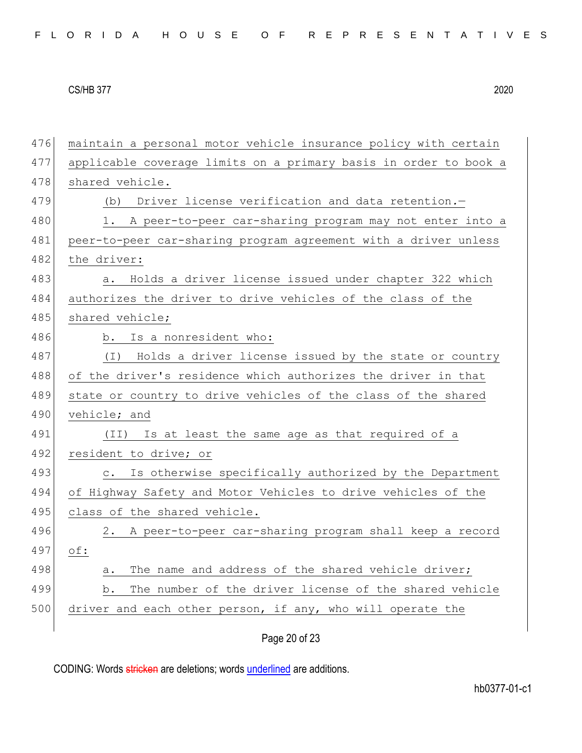maintain a personal motor vehicle insurance policy with certain applicable coverage limits on a primary basis in order to book a shared vehicle.

(b) Driver license verification and data retention.—

1. A peer-to-peer car-sharing program may not enter into a peer-to-peer car-sharing program agreement with a driver unless the driver:

a. Holds a driver license issued under chapter 322 which authorizes the driver to drive vehicles of the class of the shared vehicle;

b. Is a nonresident who:

(I) Holds a driver license issued by the state or country of the driver's residence which authorizes the driver in that state or country to drive vehicles of the class of the shared vehicle; and

(II) Is at least the same age as that required of a resident to drive; or

c. Is otherwise specifically authorized by the Department of Highway Safety and Motor Vehicles to drive vehicles of the class of the shared vehicle.

2. A peer-to-peer car-sharing program shall keep a record of:

a. The name and address of the shared vehicle driver;

b. The number of the driver license of the shared vehicle driver and each other person, if any, who will operate the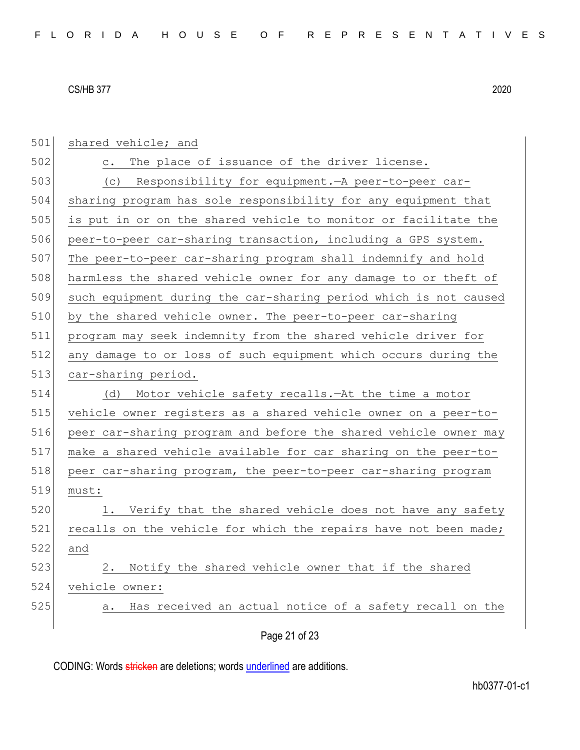shared vehicle; and

c. The place of issuance of the driver license.

(c) Responsibility for equipment.—A peer-to-peer car-sharing program has sole responsibility for any equipment that is put in or on the shared vehicle to monitor or facilitate the peer-to-peer car-sharing transaction, including a GPS system. The peer-to-peer car-sharing program shall indemnify and hold harmless the shared vehicle owner for any damage to or theft of such equipment during the car-sharing period which is not caused by the shared vehicle owner. The peer-to-peer car-sharing program may seek indemnity from the shared vehicle driver for any damage to or loss of such equipment which occurs during the car-sharing period.

(d) Motor vehicle safety recalls.—At the time a motor vehicle owner registers as a shared vehicle owner on a peer-to-peer car-sharing program and before the shared vehicle owner may make a shared vehicle available for car sharing on the peer-to-peer car-sharing program, the peer-to-peer car-sharing program must:

1. Verify that the shared vehicle does not have any safety recalls on the vehicle for which the repairs have not been made; and

2. Notify the shared vehicle owner that if the shared vehicle owner:

a. Has received an actual notice of a safety recall on the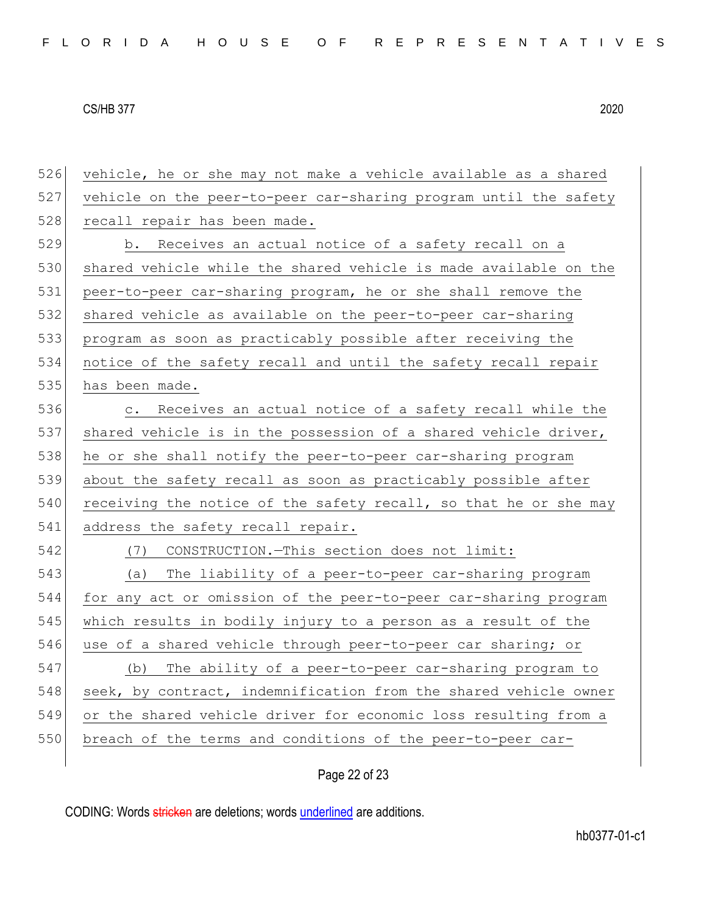vehicle, he or she may not make a vehicle available as a shared vehicle on the peer-to-peer car-sharing program until the safety recall repair has been made.

b. Receives an actual notice of a safety recall on a shared vehicle while the shared vehicle is made available on the peer-to-peer car-sharing program, he or she shall remove the shared vehicle as available on the peer-to-peer car-sharing program as soon as practicably possible after receiving the notice of the safety recall and until the safety recall repair has been made.

c. Receives an actual notice of a safety recall while the shared vehicle is in the possession of a shared vehicle driver, he or she shall notify the peer-to-peer car-sharing program about the safety recall as soon as practicably possible after receiving the notice of the safety recall, so that he or she may address the safety recall repair.

(7) CONSTRUCTION.—This section does not limit:

(a) The liability of a peer-to-peer car-sharing program for any act or omission of the peer-to-peer car-sharing program which results in bodily injury to a person as a result of the use of a shared vehicle through peer-to-peer car sharing; or

(b) The ability of a peer-to-peer car-sharing program to seek, by contract, indemnification from the shared vehicle owner or the shared vehicle driver for economic loss resulting from a breach of the terms and conditions of the peer-to-peer car-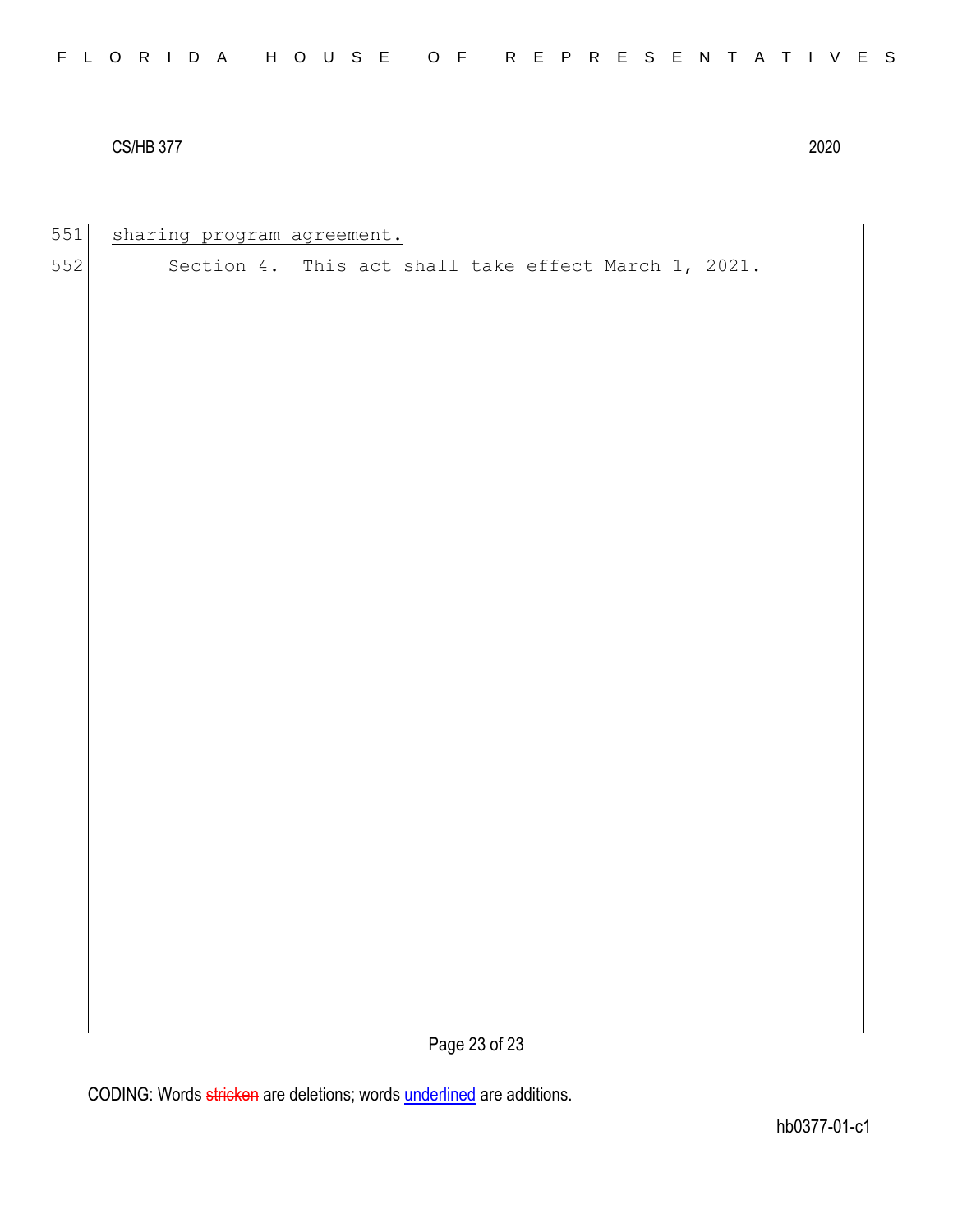551 <u>sharing program agreement.</u>

552 Section 4. This act shall take effect March 1, 2021.

CODING: Words ~~stricken~~ are deletions; words <u>underlined</u> are additions.